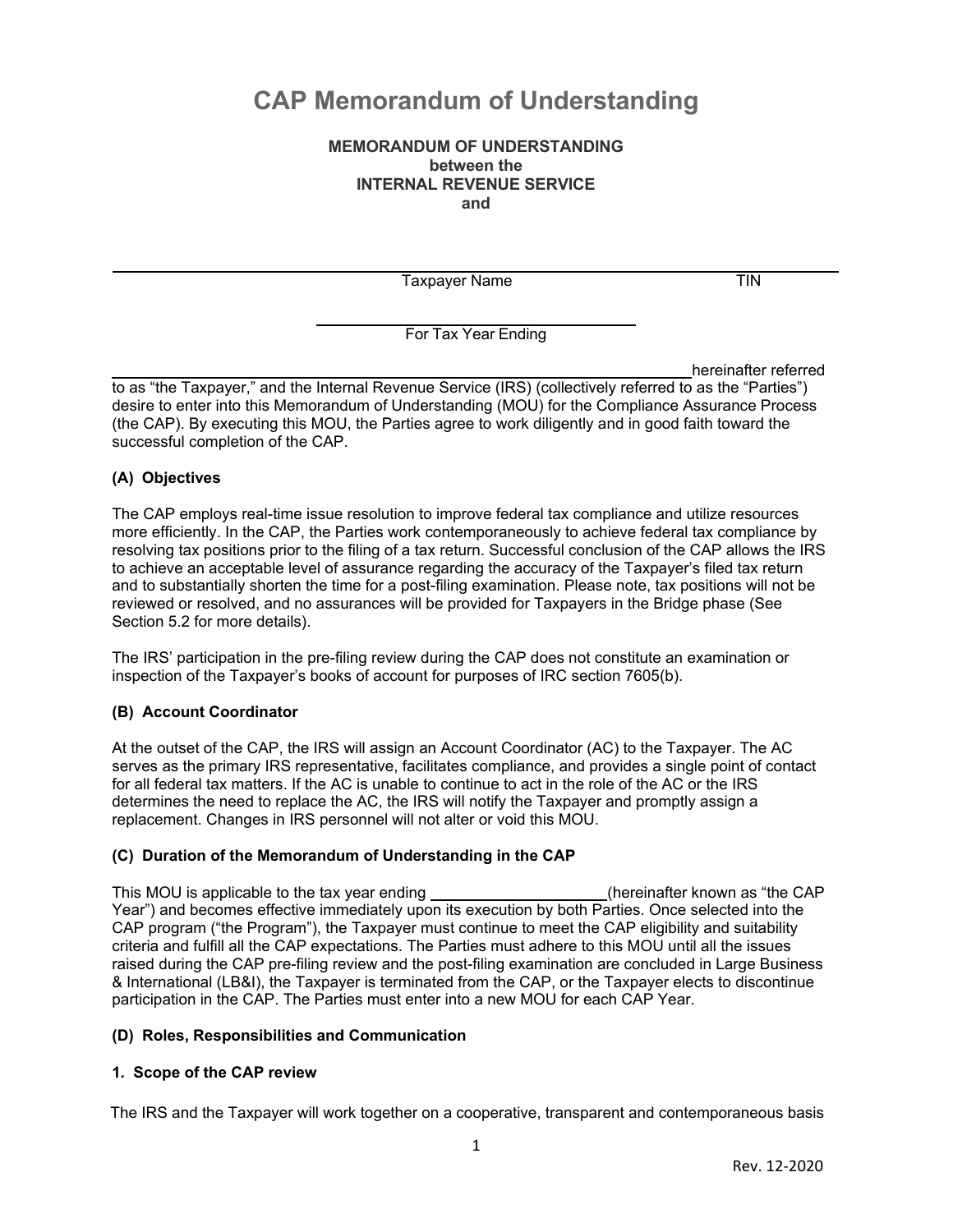# CAP Memorandum of Understanding

**MEMORANDUM OF UNDERSTANDING**
**between the**
**INTERNAL REVENUE SERVICE**
**and**

______________________________________________________________________
Taxpayer Name                                                                                    TIN

______________________________
For Tax Year Ending

________________________________________________________ hereinafter referred to as "the Taxpayer," and the Internal Revenue Service (IRS) (collectively referred to as the "Parties") desire to enter into this Memorandum of Understanding (MOU) for the Compliance Assurance Process (the CAP). By executing this MOU, the Parties agree to work diligently and in good faith toward the successful completion of the CAP.

### (A) Objectives

The CAP employs real-time issue resolution to improve federal tax compliance and utilize resources more efficiently. In the CAP, the Parties work contemporaneously to achieve federal tax compliance by resolving tax positions prior to the filing of a tax return. Successful conclusion of the CAP allows the IRS to achieve an acceptable level of assurance regarding the accuracy of the Taxpayer's filed tax return and to substantially shorten the time for a post-filing examination. Please note, tax positions will not be reviewed or resolved, and no assurances will be provided for Taxpayers in the Bridge phase (See Section 5.2 for more details).

The IRS' participation in the pre-filing review during the CAP does not constitute an examination or inspection of the Taxpayer's books of account for purposes of IRC section 7605(b).

### (B) Account Coordinator

At the outset of the CAP, the IRS will assign an Account Coordinator (AC) to the Taxpayer. The AC serves as the primary IRS representative, facilitates compliance, and provides a single point of contact for all federal tax matters. If the AC is unable to continue to act in the role of the AC or the IRS determines the need to replace the AC, the IRS will notify the Taxpayer and promptly assign a replacement. Changes in IRS personnel will not alter or void this MOU.

### (C) Duration of the Memorandum of Understanding in the CAP

This MOU is applicable to the tax year ending ____________________ (hereinafter known as "the CAP Year") and becomes effective immediately upon its execution by both Parties. Once selected into the CAP program ("the Program"), the Taxpayer must continue to meet the CAP eligibility and suitability criteria and fulfill all the CAP expectations. The Parties must adhere to this MOU until all the issues raised during the CAP pre-filing review and the post-filing examination are concluded in Large Business & International (LB&I), the Taxpayer is terminated from the CAP, or the Taxpayer elects to discontinue participation in the CAP. The Parties must enter into a new MOU for each CAP Year.

### (D) Roles, Responsibilities and Communication

#### 1. Scope of the CAP review

The IRS and the Taxpayer will work together on a cooperative, transparent and contemporaneous basis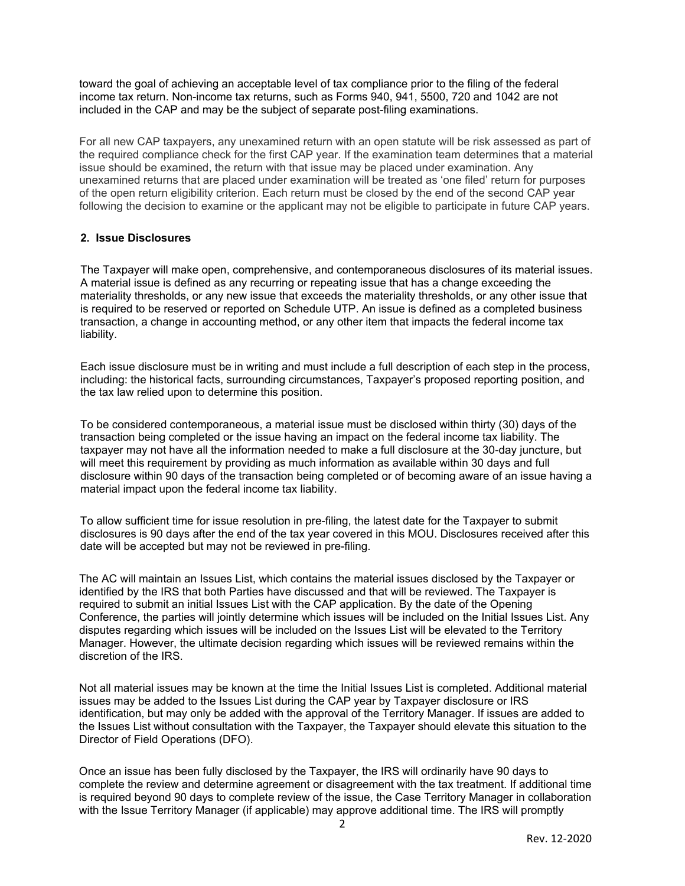toward the goal of achieving an acceptable level of tax compliance prior to the filing of the federal income tax return. Non-income tax returns, such as Forms 940, 941, 5500, 720 and 1042 are not included in the CAP and may be the subject of separate post-filing examinations.

For all new CAP taxpayers, any unexamined return with an open statute will be risk assessed as part of the required compliance check for the first CAP year. If the examination team determines that a material issue should be examined, the return with that issue may be placed under examination. Any unexamined returns that are placed under examination will be treated as 'one filed' return for purposes of the open return eligibility criterion. Each return must be closed by the end of the second CAP year following the decision to examine or the applicant may not be eligible to participate in future CAP years.

### 2. Issue Disclosures

The Taxpayer will make open, comprehensive, and contemporaneous disclosures of its material issues. A material issue is defined as any recurring or repeating issue that has a change exceeding the materiality thresholds, or any new issue that exceeds the materiality thresholds, or any other issue that is required to be reserved or reported on Schedule UTP. An issue is defined as a completed business transaction, a change in accounting method, or any other item that impacts the federal income tax liability.

Each issue disclosure must be in writing and must include a full description of each step in the process, including: the historical facts, surrounding circumstances, Taxpayer's proposed reporting position, and the tax law relied upon to determine this position.

To be considered contemporaneous, a material issue must be disclosed within thirty (30) days of the transaction being completed or the issue having an impact on the federal income tax liability. The taxpayer may not have all the information needed to make a full disclosure at the 30-day juncture, but will meet this requirement by providing as much information as available within 30 days and full disclosure within 90 days of the transaction being completed or of becoming aware of an issue having a material impact upon the federal income tax liability.

To allow sufficient time for issue resolution in pre-filing, the latest date for the Taxpayer to submit disclosures is 90 days after the end of the tax year covered in this MOU. Disclosures received after this date will be accepted but may not be reviewed in pre-filing.

The AC will maintain an Issues List, which contains the material issues disclosed by the Taxpayer or identified by the IRS that both Parties have discussed and that will be reviewed. The Taxpayer is required to submit an initial Issues List with the CAP application. By the date of the Opening Conference, the parties will jointly determine which issues will be included on the Initial Issues List. Any disputes regarding which issues will be included on the Issues List will be elevated to the Territory Manager. However, the ultimate decision regarding which issues will be reviewed remains within the discretion of the IRS.

Not all material issues may be known at the time the Initial Issues List is completed. Additional material issues may be added to the Issues List during the CAP year by Taxpayer disclosure or IRS identification, but may only be added with the approval of the Territory Manager. If issues are added to the Issues List without consultation with the Taxpayer, the Taxpayer should elevate this situation to the Director of Field Operations (DFO).

Once an issue has been fully disclosed by the Taxpayer, the IRS will ordinarily have 90 days to complete the review and determine agreement or disagreement with the tax treatment. If additional time is required beyond 90 days to complete review of the issue, the Case Territory Manager in collaboration with the Issue Territory Manager (if applicable) may approve additional time. The IRS will promptly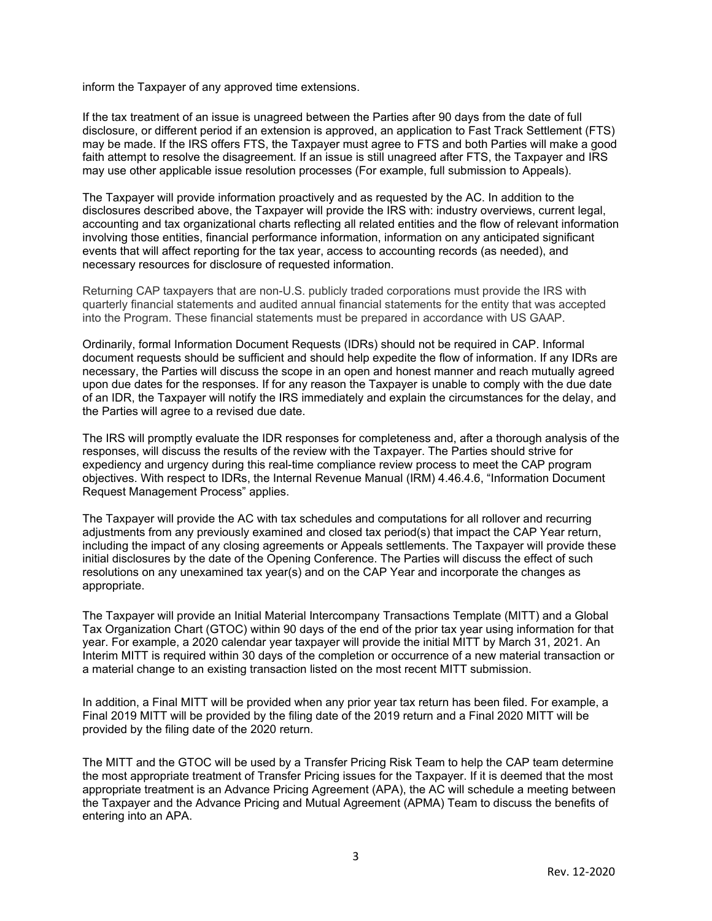inform the Taxpayer of any approved time extensions.

If the tax treatment of an issue is unagreed between the Parties after 90 days from the date of full disclosure, or different period if an extension is approved, an application to Fast Track Settlement (FTS) may be made. If the IRS offers FTS, the Taxpayer must agree to FTS and both Parties will make a good faith attempt to resolve the disagreement. If an issue is still unagreed after FTS, the Taxpayer and IRS may use other applicable issue resolution processes (For example, full submission to Appeals).

The Taxpayer will provide information proactively and as requested by the AC. In addition to the disclosures described above, the Taxpayer will provide the IRS with: industry overviews, current legal, accounting and tax organizational charts reflecting all related entities and the flow of relevant information involving those entities, financial performance information, information on any anticipated significant events that will affect reporting for the tax year, access to accounting records (as needed), and necessary resources for disclosure of requested information.

Returning CAP taxpayers that are non-U.S. publicly traded corporations must provide the IRS with quarterly financial statements and audited annual financial statements for the entity that was accepted into the Program. These financial statements must be prepared in accordance with US GAAP.

Ordinarily, formal Information Document Requests (IDRs) should not be required in CAP. Informal document requests should be sufficient and should help expedite the flow of information. If any IDRs are necessary, the Parties will discuss the scope in an open and honest manner and reach mutually agreed upon due dates for the responses. If for any reason the Taxpayer is unable to comply with the due date of an IDR, the Taxpayer will notify the IRS immediately and explain the circumstances for the delay, and the Parties will agree to a revised due date.

The IRS will promptly evaluate the IDR responses for completeness and, after a thorough analysis of the responses, will discuss the results of the review with the Taxpayer. The Parties should strive for expediency and urgency during this real-time compliance review process to meet the CAP program objectives. With respect to IDRs, the Internal Revenue Manual (IRM) 4.46.4.6, "Information Document Request Management Process" applies.

The Taxpayer will provide the AC with tax schedules and computations for all rollover and recurring adjustments from any previously examined and closed tax period(s) that impact the CAP Year return, including the impact of any closing agreements or Appeals settlements. The Taxpayer will provide these initial disclosures by the date of the Opening Conference. The Parties will discuss the effect of such resolutions on any unexamined tax year(s) and on the CAP Year and incorporate the changes as appropriate.

The Taxpayer will provide an Initial Material Intercompany Transactions Template (MITT) and a Global Tax Organization Chart (GTOC) within 90 days of the end of the prior tax year using information for that year. For example, a 2020 calendar year taxpayer will provide the initial MITT by March 31, 2021. An Interim MITT is required within 30 days of the completion or occurrence of a new material transaction or a material change to an existing transaction listed on the most recent MITT submission.

In addition, a Final MITT will be provided when any prior year tax return has been filed. For example, a Final 2019 MITT will be provided by the filing date of the 2019 return and a Final 2020 MITT will be provided by the filing date of the 2020 return.

The MITT and the GTOC will be used by a Transfer Pricing Risk Team to help the CAP team determine the most appropriate treatment of Transfer Pricing issues for the Taxpayer. If it is deemed that the most appropriate treatment is an Advance Pricing Agreement (APA), the AC will schedule a meeting between the Taxpayer and the Advance Pricing and Mutual Agreement (APMA) Team to discuss the benefits of entering into an APA.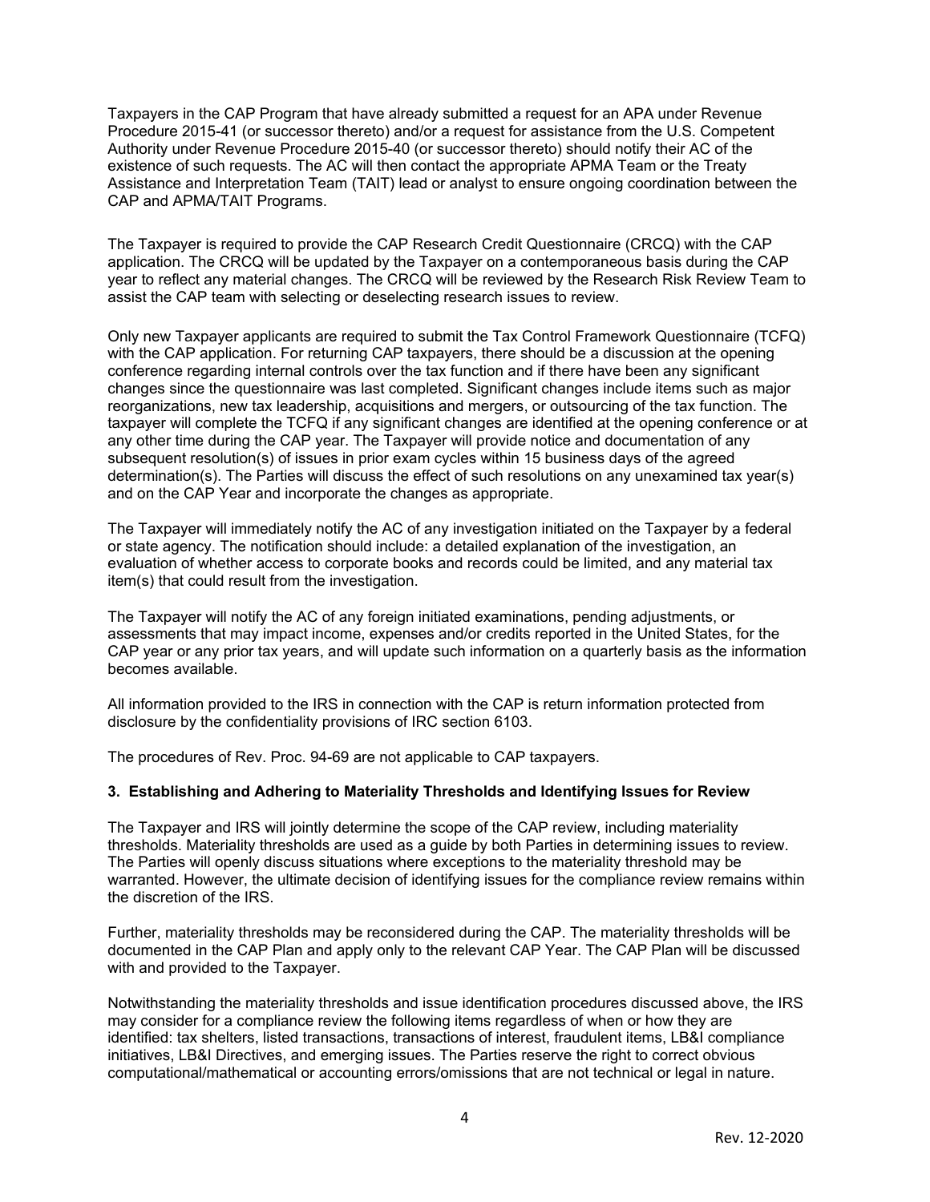Taxpayers in the CAP Program that have already submitted a request for an APA under Revenue Procedure 2015-41 (or successor thereto) and/or a request for assistance from the U.S. Competent Authority under Revenue Procedure 2015-40 (or successor thereto) should notify their AC of the existence of such requests. The AC will then contact the appropriate APMA Team or the Treaty Assistance and Interpretation Team (TAIT) lead or analyst to ensure ongoing coordination between the CAP and APMA/TAIT Programs.

The Taxpayer is required to provide the CAP Research Credit Questionnaire (CRCQ) with the CAP application. The CRCQ will be updated by the Taxpayer on a contemporaneous basis during the CAP year to reflect any material changes. The CRCQ will be reviewed by the Research Risk Review Team to assist the CAP team with selecting or deselecting research issues to review.

Only new Taxpayer applicants are required to submit the Tax Control Framework Questionnaire (TCFQ) with the CAP application. For returning CAP taxpayers, there should be a discussion at the opening conference regarding internal controls over the tax function and if there have been any significant changes since the questionnaire was last completed. Significant changes include items such as major reorganizations, new tax leadership, acquisitions and mergers, or outsourcing of the tax function. The taxpayer will complete the TCFQ if any significant changes are identified at the opening conference or at any other time during the CAP year. The Taxpayer will provide notice and documentation of any subsequent resolution(s) of issues in prior exam cycles within 15 business days of the agreed determination(s). The Parties will discuss the effect of such resolutions on any unexamined tax year(s) and on the CAP Year and incorporate the changes as appropriate.

The Taxpayer will immediately notify the AC of any investigation initiated on the Taxpayer by a federal or state agency. The notification should include: a detailed explanation of the investigation, an evaluation of whether access to corporate books and records could be limited, and any material tax item(s) that could result from the investigation.

The Taxpayer will notify the AC of any foreign initiated examinations, pending adjustments, or assessments that may impact income, expenses and/or credits reported in the United States, for the CAP year or any prior tax years, and will update such information on a quarterly basis as the information becomes available.

All information provided to the IRS in connection with the CAP is return information protected from disclosure by the confidentiality provisions of IRC section 6103.

The procedures of Rev. Proc. 94-69 are not applicable to CAP taxpayers.

### 3. Establishing and Adhering to Materiality Thresholds and Identifying Issues for Review

The Taxpayer and IRS will jointly determine the scope of the CAP review, including materiality thresholds. Materiality thresholds are used as a guide by both Parties in determining issues to review. The Parties will openly discuss situations where exceptions to the materiality threshold may be warranted. However, the ultimate decision of identifying issues for the compliance review remains within the discretion of the IRS.

Further, materiality thresholds may be reconsidered during the CAP. The materiality thresholds will be documented in the CAP Plan and apply only to the relevant CAP Year. The CAP Plan will be discussed with and provided to the Taxpayer.

Notwithstanding the materiality thresholds and issue identification procedures discussed above, the IRS may consider for a compliance review the following items regardless of when or how they are identified: tax shelters, listed transactions, transactions of interest, fraudulent items, LB&I compliance initiatives, LB&I Directives, and emerging issues. The Parties reserve the right to correct obvious computational/mathematical or accounting errors/omissions that are not technical or legal in nature.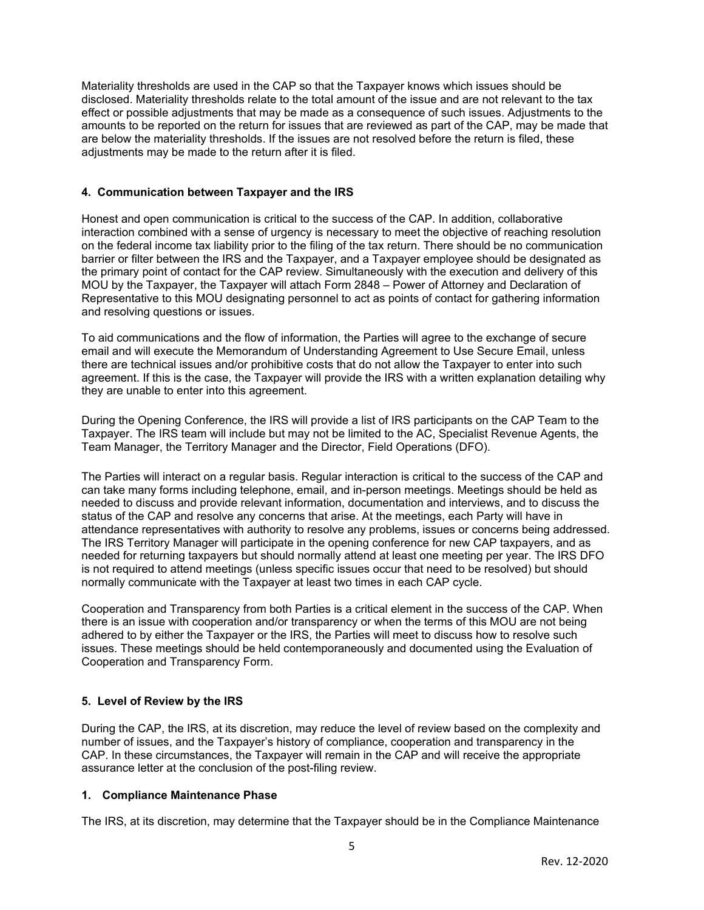Materiality thresholds are used in the CAP so that the Taxpayer knows which issues should be disclosed. Materiality thresholds relate to the total amount of the issue and are not relevant to the tax effect or possible adjustments that may be made as a consequence of such issues. Adjustments to the amounts to be reported on the return for issues that are reviewed as part of the CAP, may be made that are below the materiality thresholds. If the issues are not resolved before the return is filed, these adjustments may be made to the return after it is filed.

#### 4. Communication between Taxpayer and the IRS

Honest and open communication is critical to the success of the CAP. In addition, collaborative interaction combined with a sense of urgency is necessary to meet the objective of reaching resolution on the federal income tax liability prior to the filing of the tax return. There should be no communication barrier or filter between the IRS and the Taxpayer, and a Taxpayer employee should be designated as the primary point of contact for the CAP review. Simultaneously with the execution and delivery of this MOU by the Taxpayer, the Taxpayer will attach Form 2848 – Power of Attorney and Declaration of Representative to this MOU designating personnel to act as points of contact for gathering information and resolving questions or issues.

To aid communications and the flow of information, the Parties will agree to the exchange of secure email and will execute the Memorandum of Understanding Agreement to Use Secure Email, unless there are technical issues and/or prohibitive costs that do not allow the Taxpayer to enter into such agreement. If this is the case, the Taxpayer will provide the IRS with a written explanation detailing why they are unable to enter into this agreement.

During the Opening Conference, the IRS will provide a list of IRS participants on the CAP Team to the Taxpayer. The IRS team will include but may not be limited to the AC, Specialist Revenue Agents, the Team Manager, the Territory Manager and the Director, Field Operations (DFO).

The Parties will interact on a regular basis. Regular interaction is critical to the success of the CAP and can take many forms including telephone, email, and in-person meetings. Meetings should be held as needed to discuss and provide relevant information, documentation and interviews, and to discuss the status of the CAP and resolve any concerns that arise. At the meetings, each Party will have in attendance representatives with authority to resolve any problems, issues or concerns being addressed. The IRS Territory Manager will participate in the opening conference for new CAP taxpayers, and as needed for returning taxpayers but should normally attend at least one meeting per year. The IRS DFO is not required to attend meetings (unless specific issues occur that need to be resolved) but should normally communicate with the Taxpayer at least two times in each CAP cycle.

Cooperation and Transparency from both Parties is a critical element in the success of the CAP. When there is an issue with cooperation and/or transparency or when the terms of this MOU are not being adhered to by either the Taxpayer or the IRS, the Parties will meet to discuss how to resolve such issues. These meetings should be held contemporaneously and documented using the Evaluation of Cooperation and Transparency Form.

#### 5. Level of Review by the IRS

During the CAP, the IRS, at its discretion, may reduce the level of review based on the complexity and number of issues, and the Taxpayer's history of compliance, cooperation and transparency in the CAP. In these circumstances, the Taxpayer will remain in the CAP and will receive the appropriate assurance letter at the conclusion of the post-filing review.

#### 1. Compliance Maintenance Phase

The IRS, at its discretion, may determine that the Taxpayer should be in the Compliance Maintenance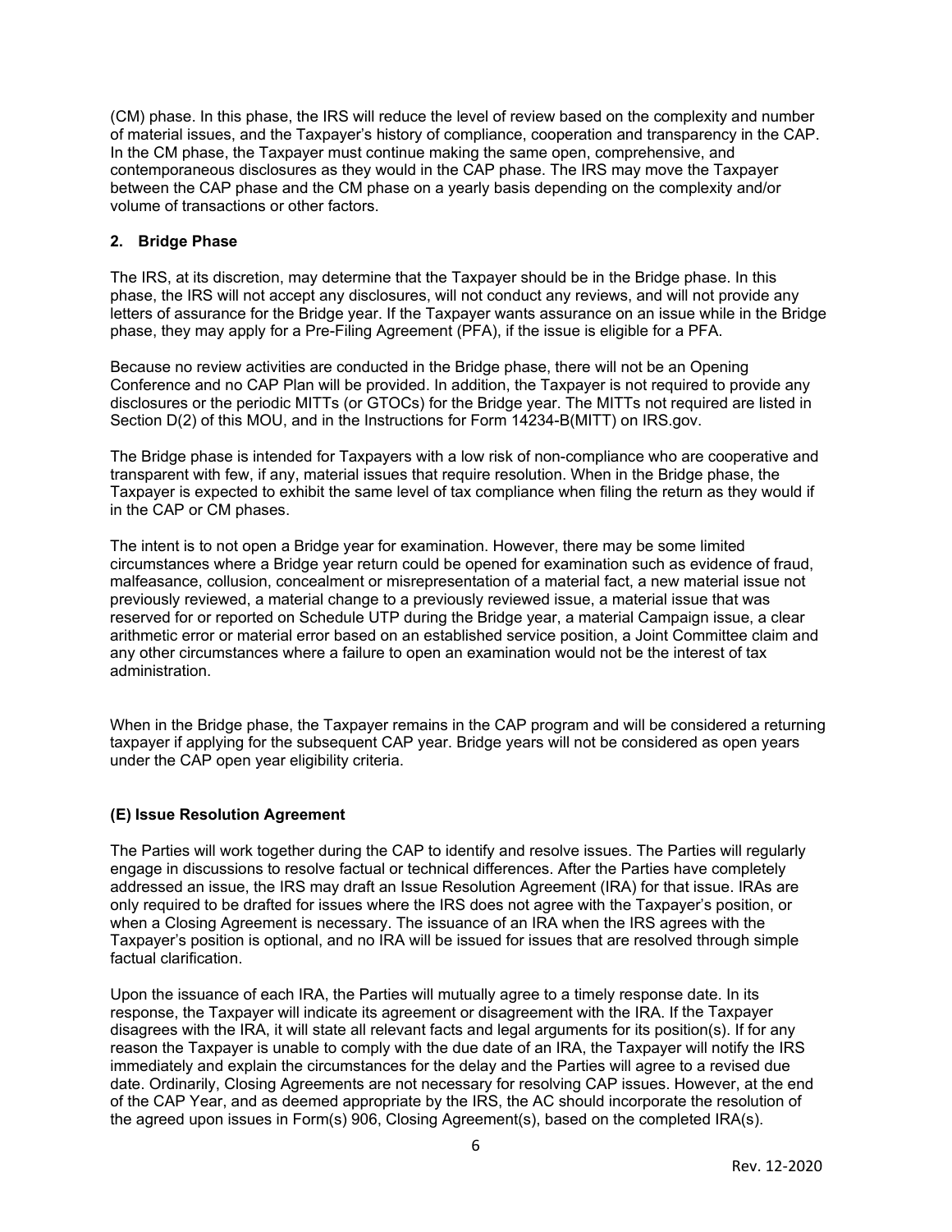(CM) phase. In this phase, the IRS will reduce the level of review based on the complexity and number of material issues, and the Taxpayer's history of compliance, cooperation and transparency in the CAP. In the CM phase, the Taxpayer must continue making the same open, comprehensive, and contemporaneous disclosures as they would in the CAP phase. The IRS may move the Taxpayer between the CAP phase and the CM phase on a yearly basis depending on the complexity and/or volume of transactions or other factors.

### 2. Bridge Phase

The IRS, at its discretion, may determine that the Taxpayer should be in the Bridge phase. In this phase, the IRS will not accept any disclosures, will not conduct any reviews, and will not provide any letters of assurance for the Bridge year. If the Taxpayer wants assurance on an issue while in the Bridge phase, they may apply for a Pre-Filing Agreement (PFA), if the issue is eligible for a PFA.

Because no review activities are conducted in the Bridge phase, there will not be an Opening Conference and no CAP Plan will be provided. In addition, the Taxpayer is not required to provide any disclosures or the periodic MITTs (or GTOCs) for the Bridge year. The MITTs not required are listed in Section D(2) of this MOU, and in the Instructions for Form 14234-B(MITT) on IRS.gov.

The Bridge phase is intended for Taxpayers with a low risk of non-compliance who are cooperative and transparent with few, if any, material issues that require resolution. When in the Bridge phase, the Taxpayer is expected to exhibit the same level of tax compliance when filing the return as they would if in the CAP or CM phases.

The intent is to not open a Bridge year for examination. However, there may be some limited circumstances where a Bridge year return could be opened for examination such as evidence of fraud, malfeasance, collusion, concealment or misrepresentation of a material fact, a new material issue not previously reviewed, a material change to a previously reviewed issue, a material issue that was reserved for or reported on Schedule UTP during the Bridge year, a material Campaign issue, a clear arithmetic error or material error based on an established service position, a Joint Committee claim and any other circumstances where a failure to open an examination would not be the interest of tax administration.

When in the Bridge phase, the Taxpayer remains in the CAP program and will be considered a returning taxpayer if applying for the subsequent CAP year. Bridge years will not be considered as open years under the CAP open year eligibility criteria.

## (E) Issue Resolution Agreement

The Parties will work together during the CAP to identify and resolve issues. The Parties will regularly engage in discussions to resolve factual or technical differences. After the Parties have completely addressed an issue, the IRS may draft an Issue Resolution Agreement (IRA) for that issue. IRAs are only required to be drafted for issues where the IRS does not agree with the Taxpayer's position, or when a Closing Agreement is necessary. The issuance of an IRA when the IRS agrees with the Taxpayer's position is optional, and no IRA will be issued for issues that are resolved through simple factual clarification.

Upon the issuance of each IRA, the Parties will mutually agree to a timely response date. In its response, the Taxpayer will indicate its agreement or disagreement with the IRA. If the Taxpayer disagrees with the IRA, it will state all relevant facts and legal arguments for its position(s). If for any reason the Taxpayer is unable to comply with the due date of an IRA, the Taxpayer will notify the IRS immediately and explain the circumstances for the delay and the Parties will agree to a revised due date. Ordinarily, Closing Agreements are not necessary for resolving CAP issues. However, at the end of the CAP Year, and as deemed appropriate by the IRS, the AC should incorporate the resolution of the agreed upon issues in Form(s) 906, Closing Agreement(s), based on the completed IRA(s).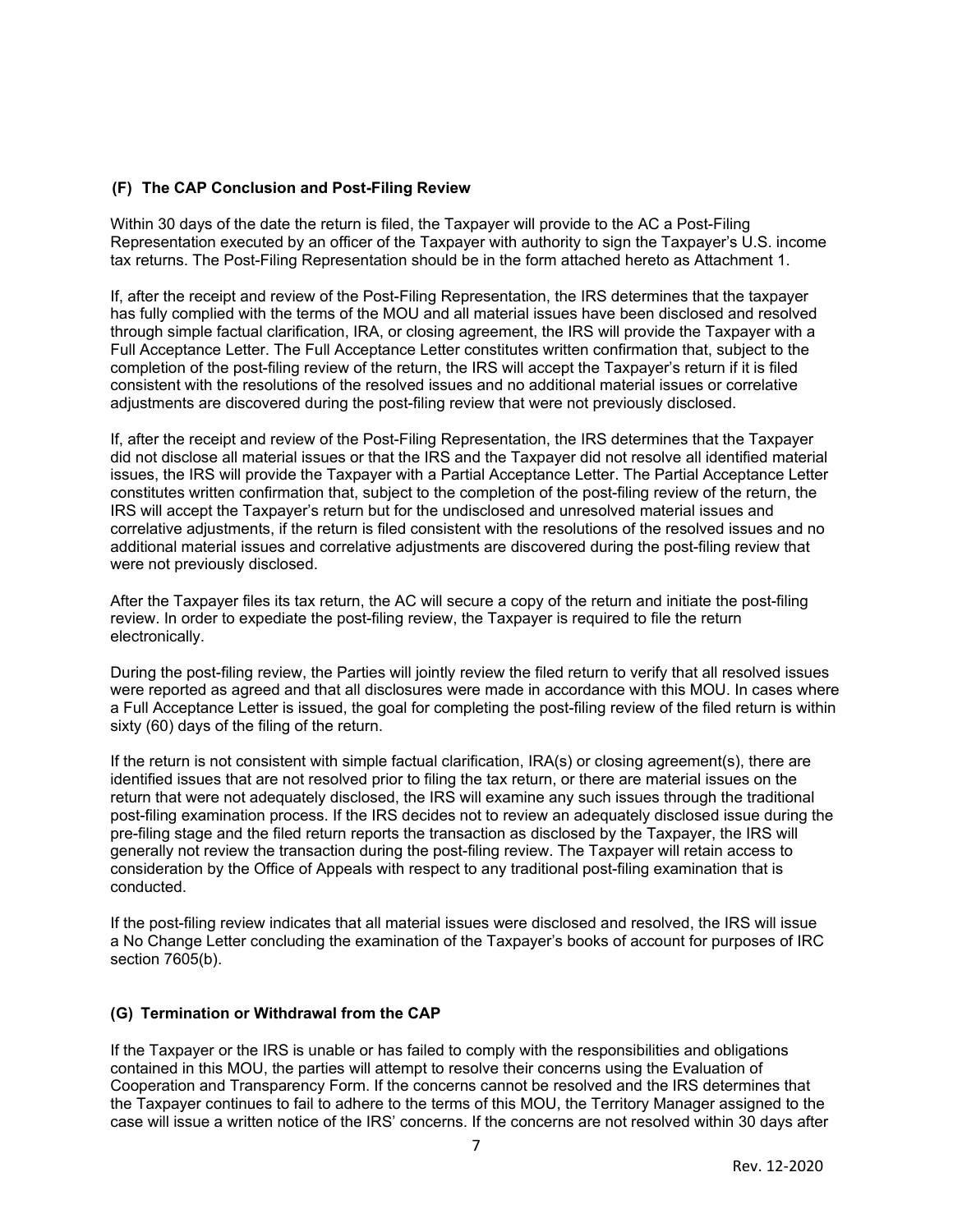### (F) The CAP Conclusion and Post-Filing Review

Within 30 days of the date the return is filed, the Taxpayer will provide to the AC a Post-Filing Representation executed by an officer of the Taxpayer with authority to sign the Taxpayer's U.S. income tax returns. The Post-Filing Representation should be in the form attached hereto as Attachment 1.

If, after the receipt and review of the Post-Filing Representation, the IRS determines that the taxpayer has fully complied with the terms of the MOU and all material issues have been disclosed and resolved through simple factual clarification, IRA, or closing agreement, the IRS will provide the Taxpayer with a Full Acceptance Letter. The Full Acceptance Letter constitutes written confirmation that, subject to the completion of the post-filing review of the return, the IRS will accept the Taxpayer's return if it is filed consistent with the resolutions of the resolved issues and no additional material issues or correlative adjustments are discovered during the post-filing review that were not previously disclosed.

If, after the receipt and review of the Post-Filing Representation, the IRS determines that the Taxpayer did not disclose all material issues or that the IRS and the Taxpayer did not resolve all identified material issues, the IRS will provide the Taxpayer with a Partial Acceptance Letter. The Partial Acceptance Letter constitutes written confirmation that, subject to the completion of the post-filing review of the return, the IRS will accept the Taxpayer's return but for the undisclosed and unresolved material issues and correlative adjustments, if the return is filed consistent with the resolutions of the resolved issues and no additional material issues and correlative adjustments are discovered during the post-filing review that were not previously disclosed.

After the Taxpayer files its tax return, the AC will secure a copy of the return and initiate the post-filing review. In order to expediate the post-filing review, the Taxpayer is required to file the return electronically.

During the post-filing review, the Parties will jointly review the filed return to verify that all resolved issues were reported as agreed and that all disclosures were made in accordance with this MOU. In cases where a Full Acceptance Letter is issued, the goal for completing the post-filing review of the filed return is within sixty (60) days of the filing of the return.

If the return is not consistent with simple factual clarification, IRA(s) or closing agreement(s), there are identified issues that are not resolved prior to filing the tax return, or there are material issues on the return that were not adequately disclosed, the IRS will examine any such issues through the traditional post-filing examination process. If the IRS decides not to review an adequately disclosed issue during the pre-filing stage and the filed return reports the transaction as disclosed by the Taxpayer, the IRS will generally not review the transaction during the post-filing review. The Taxpayer will retain access to consideration by the Office of Appeals with respect to any traditional post-filing examination that is conducted.

If the post-filing review indicates that all material issues were disclosed and resolved, the IRS will issue a No Change Letter concluding the examination of the Taxpayer's books of account for purposes of IRC section 7605(b).

### (G) Termination or Withdrawal from the CAP

If the Taxpayer or the IRS is unable or has failed to comply with the responsibilities and obligations contained in this MOU, the parties will attempt to resolve their concerns using the Evaluation of Cooperation and Transparency Form. If the concerns cannot be resolved and the IRS determines that the Taxpayer continues to fail to adhere to the terms of this MOU, the Territory Manager assigned to the case will issue a written notice of the IRS' concerns. If the concerns are not resolved within 30 days after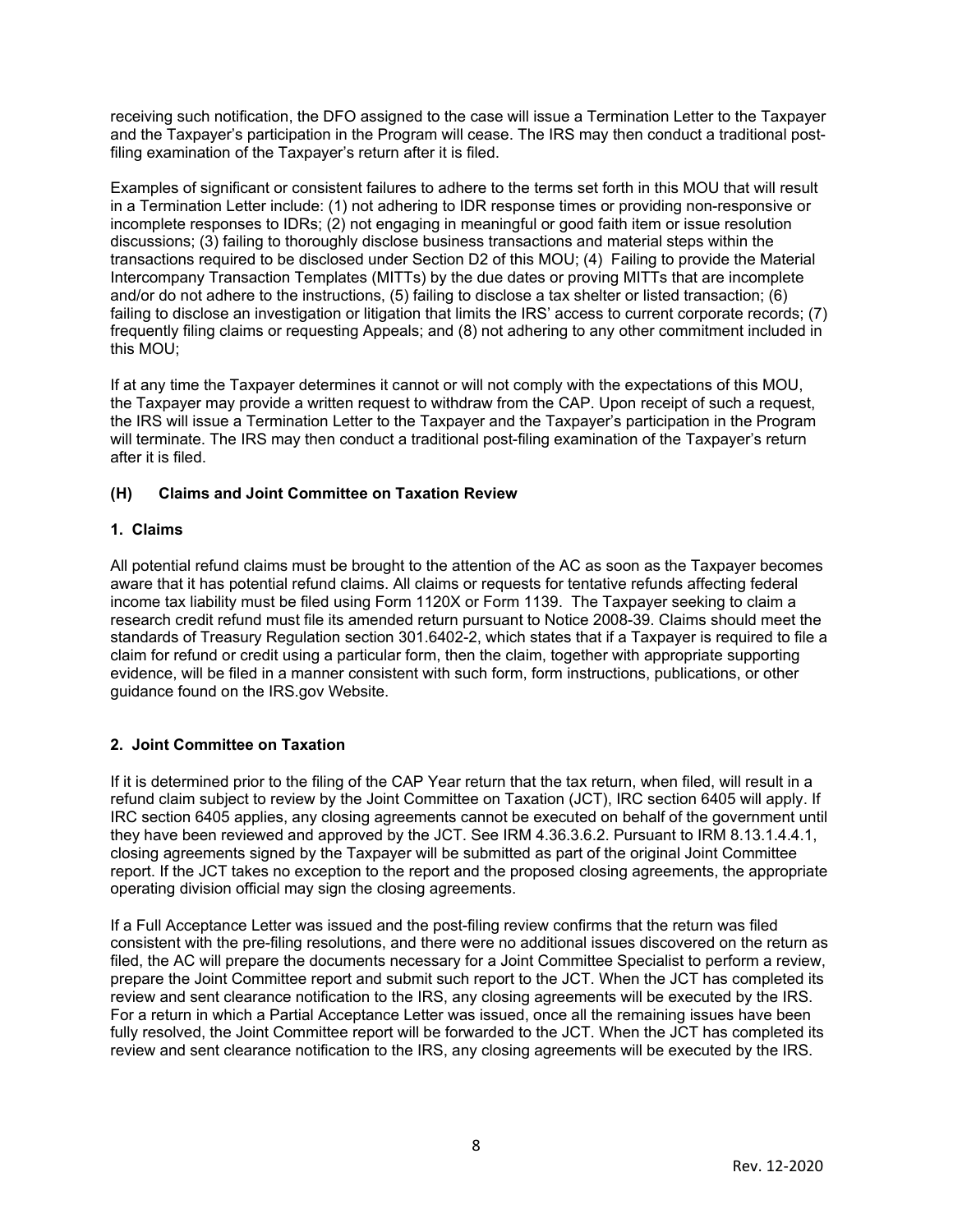receiving such notification, the DFO assigned to the case will issue a Termination Letter to the Taxpayer and the Taxpayer's participation in the Program will cease. The IRS may then conduct a traditional post-filing examination of the Taxpayer's return after it is filed.

Examples of significant or consistent failures to adhere to the terms set forth in this MOU that will result in a Termination Letter include: (1) not adhering to IDR response times or providing non-responsive or incomplete responses to IDRs; (2) not engaging in meaningful or good faith item or issue resolution discussions; (3) failing to thoroughly disclose business transactions and material steps within the transactions required to be disclosed under Section D2 of this MOU; (4) Failing to provide the Material Intercompany Transaction Templates (MITTs) by the due dates or proving MITTs that are incomplete and/or do not adhere to the instructions, (5) failing to disclose a tax shelter or listed transaction; (6) failing to disclose an investigation or litigation that limits the IRS' access to current corporate records; (7) frequently filing claims or requesting Appeals; and (8) not adhering to any other commitment included in this MOU;

If at any time the Taxpayer determines it cannot or will not comply with the expectations of this MOU, the Taxpayer may provide a written request to withdraw from the CAP. Upon receipt of such a request, the IRS will issue a Termination Letter to the Taxpayer and the Taxpayer's participation in the Program will terminate. The IRS may then conduct a traditional post-filing examination of the Taxpayer's return after it is filed.

### (H) Claims and Joint Committee on Taxation Review

#### 1. Claims

All potential refund claims must be brought to the attention of the AC as soon as the Taxpayer becomes aware that it has potential refund claims. All claims or requests for tentative refunds affecting federal income tax liability must be filed using Form 1120X or Form 1139. The Taxpayer seeking to claim a research credit refund must file its amended return pursuant to Notice 2008-39. Claims should meet the standards of Treasury Regulation section 301.6402-2, which states that if a Taxpayer is required to file a claim for refund or credit using a particular form, then the claim, together with appropriate supporting evidence, will be filed in a manner consistent with such form, form instructions, publications, or other guidance found on the IRS.gov Website.

#### 2. Joint Committee on Taxation

If it is determined prior to the filing of the CAP Year return that the tax return, when filed, will result in a refund claim subject to review by the Joint Committee on Taxation (JCT), IRC section 6405 will apply. If IRC section 6405 applies, any closing agreements cannot be executed on behalf of the government until they have been reviewed and approved by the JCT. See IRM 4.36.3.6.2. Pursuant to IRM 8.13.1.4.4.1, closing agreements signed by the Taxpayer will be submitted as part of the original Joint Committee report. If the JCT takes no exception to the report and the proposed closing agreements, the appropriate operating division official may sign the closing agreements.

If a Full Acceptance Letter was issued and the post-filing review confirms that the return was filed consistent with the pre-filing resolutions, and there were no additional issues discovered on the return as filed, the AC will prepare the documents necessary for a Joint Committee Specialist to perform a review, prepare the Joint Committee report and submit such report to the JCT. When the JCT has completed its review and sent clearance notification to the IRS, any closing agreements will be executed by the IRS. For a return in which a Partial Acceptance Letter was issued, once all the remaining issues have been fully resolved, the Joint Committee report will be forwarded to the JCT. When the JCT has completed its review and sent clearance notification to the IRS, any closing agreements will be executed by the IRS.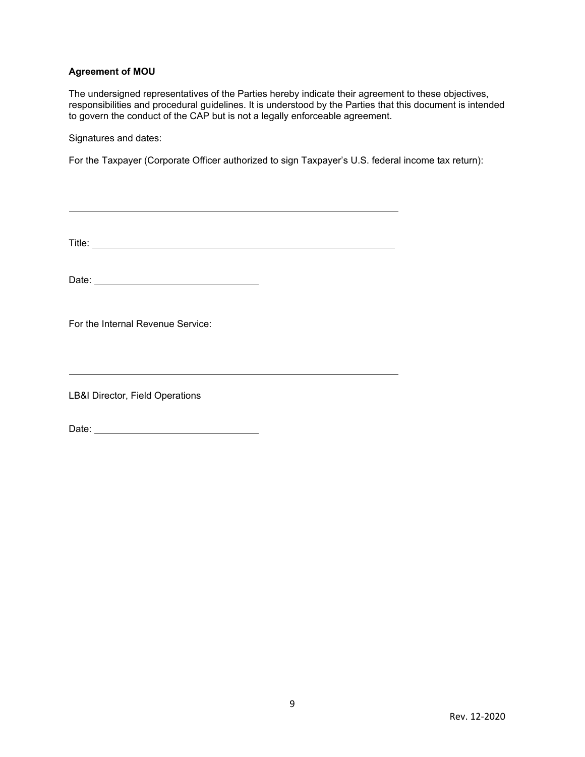**Agreement of MOU**

The undersigned representatives of the Parties hereby indicate their agreement to these objectives, responsibilities and procedural guidelines. It is understood by the Parties that this document is intended to govern the conduct of the CAP but is not a legally enforceable agreement.

Signatures and dates:

For the Taxpayer (Corporate Officer authorized to sign Taxpayer's U.S. federal income tax return):

\_\_\_\_\_\_\_\_\_\_\_\_\_\_\_\_\_\_\_\_\_\_\_\_\_\_\_\_\_\_\_\_\_\_\_\_\_\_\_\_\_\_\_\_\_\_\_\_\_\_\_\_\_\_\_\_

Title: \_\_\_\_\_\_\_\_\_\_\_\_\_\_\_\_\_\_\_\_\_\_\_\_\_\_\_\_\_\_\_\_\_\_\_\_\_\_\_\_\_\_\_\_\_\_\_\_\_\_

Date: \_\_\_\_\_\_\_\_\_\_\_\_\_\_\_\_\_\_\_\_\_\_\_\_\_\_\_\_

For the Internal Revenue Service:

\_\_\_\_\_\_\_\_\_\_\_\_\_\_\_\_\_\_\_\_\_\_\_\_\_\_\_\_\_\_\_\_\_\_\_\_\_\_\_\_\_\_\_\_\_\_\_\_\_\_\_\_\_\_\_\_

LB&I Director, Field Operations

Date: \_\_\_\_\_\_\_\_\_\_\_\_\_\_\_\_\_\_\_\_\_\_\_\_\_\_\_\_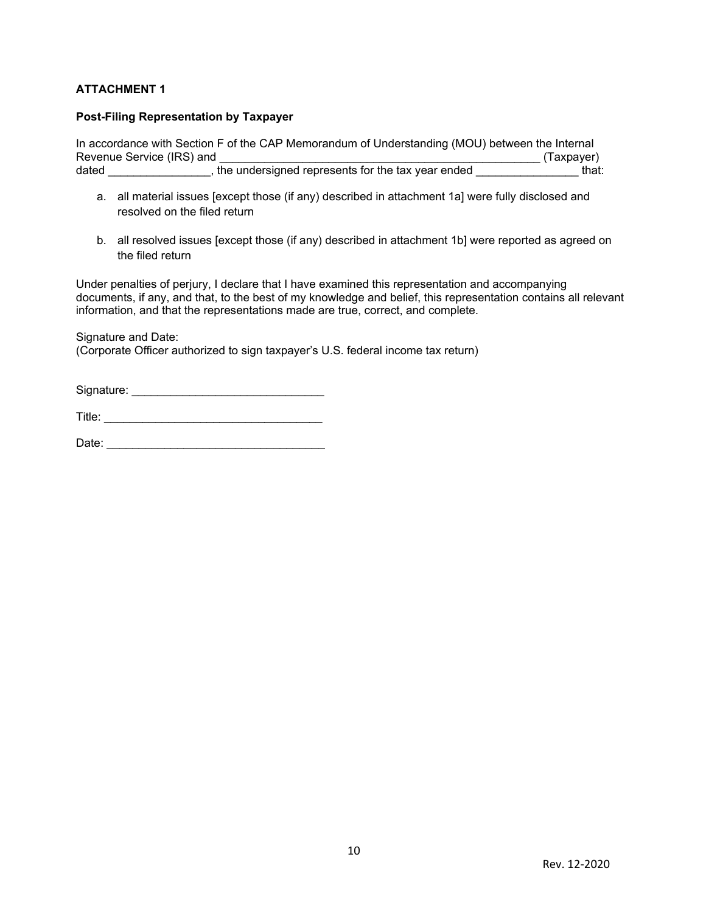**ATTACHMENT 1**

**Post-Filing Representation by Taxpayer**

In accordance with Section F of the CAP Memorandum of Understanding (MOU) between the Internal Revenue Service (IRS) and ____________________________________________________ (Taxpayer) dated ________________, the undersigned represents for the tax year ended ________________ that:

a. all material issues [except those (if any) described in attachment 1a] were fully disclosed and resolved on the filed return

b. all resolved issues [except those (if any) described in attachment 1b] were reported as agreed on the filed return

Under penalties of perjury, I declare that I have examined this representation and accompanying documents, if any, and that, to the best of my knowledge and belief, this representation contains all relevant information, and that the representations made are true, correct, and complete.

Signature and Date:
(Corporate Officer authorized to sign taxpayer's U.S. federal income tax return)

Signature: ______________________________

Title: __________________________________

Date: __________________________________

Rev. 12-2020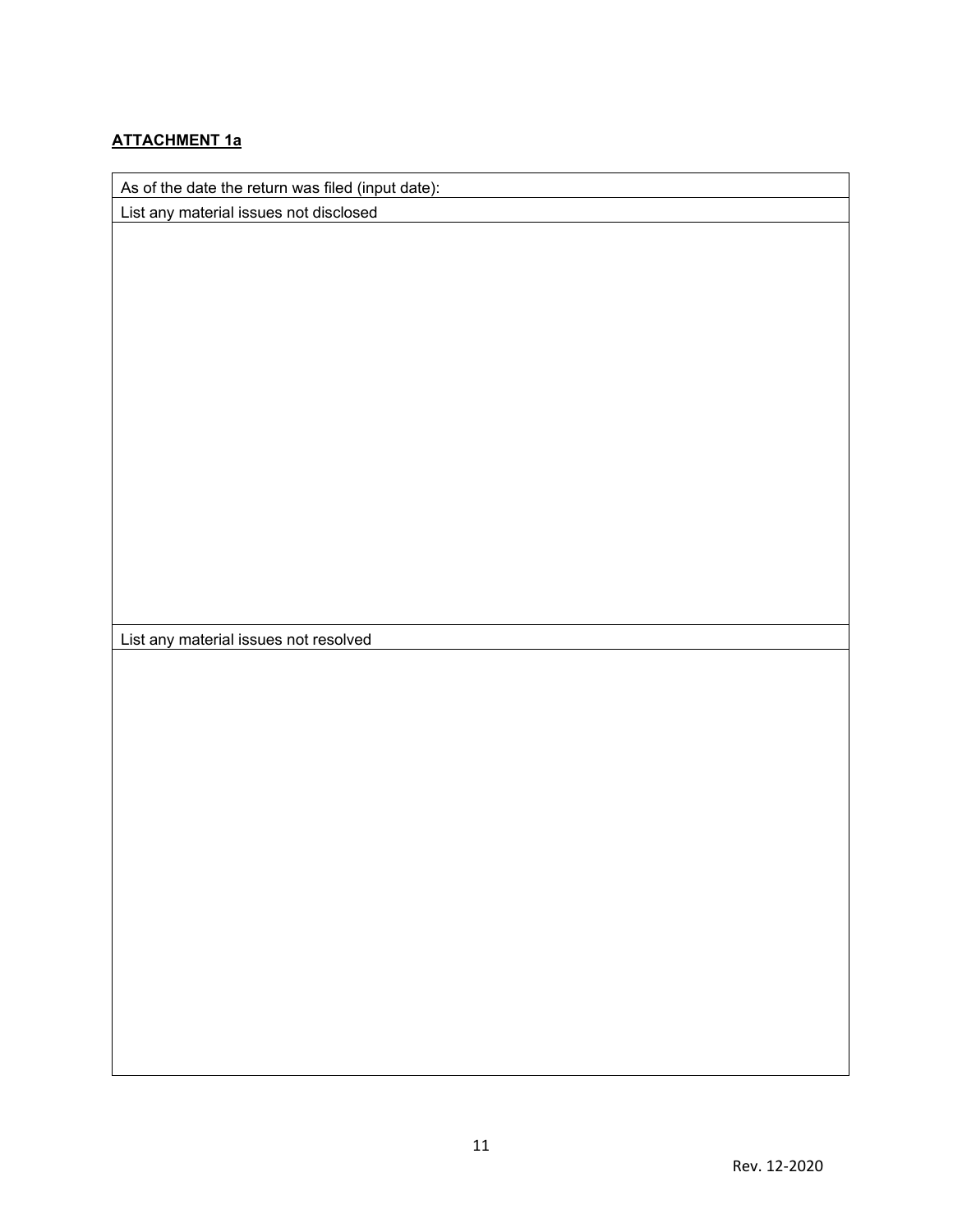**ATTACHMENT 1a**

| As of the date the return was filed (input date): |
| --- |
| List any material issues not disclosed |
| |
| List any material issues not resolved |
| |

Rev. 12-2020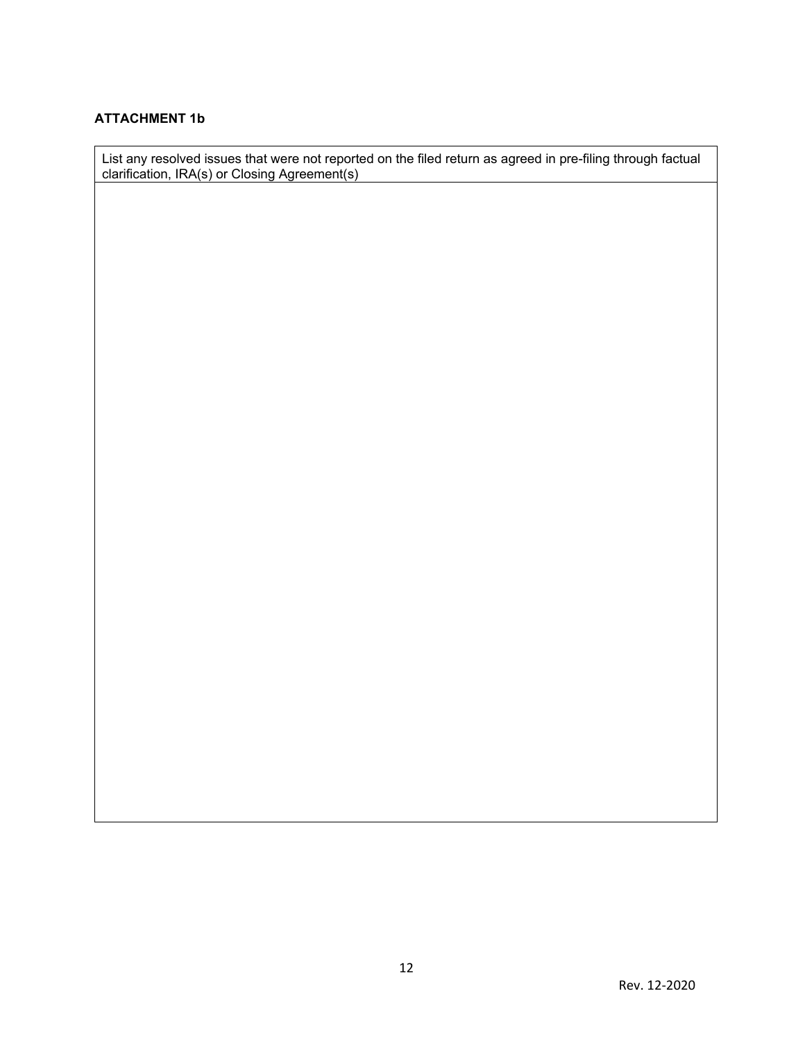**ATTACHMENT 1b**

| List any resolved issues that were not reported on the filed return as agreed in pre-filing through factual clarification, IRA(s) or Closing Agreement(s) |
| --- |
| |

Rev. 12-2020